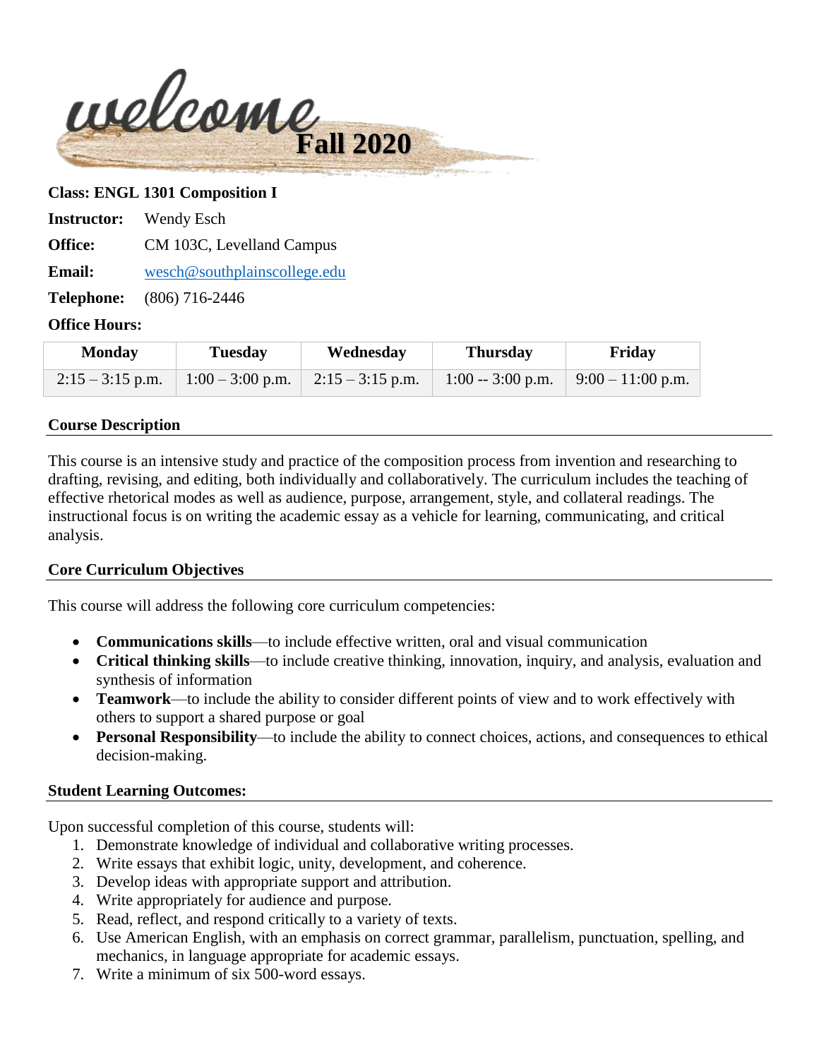# welcome Fall 2020

**Class: ENGL 1301 Composition I**

**Instructor:** Wendy Esch

**Office:** CM 103C, Levelland Campus

**Email:** wesch@southplainscollege.edu

**Telephone:** (806) 716-2446

**Office Hours:**

| Monday | Tuesday | Wednesday | Thursday | Friday |
|---|---|---|---|---|
| 2:15 – 3:15 p.m. | 1:00 – 3:00 p.m. | 2:15 – 3:15 p.m. | 1:00 -- 3:00 p.m. | 9:00 – 11:00 p.m. |

## Course Description

This course is an intensive study and practice of the composition process from invention and researching to drafting, revising, and editing, both individually and collaboratively. The curriculum includes the teaching of effective rhetorical modes as well as audience, purpose, arrangement, style, and collateral readings. The instructional focus is on writing the academic essay as a vehicle for learning, communicating, and critical analysis.

## Core Curriculum Objectives

This course will address the following core curriculum competencies:

- **Communications skills**—to include effective written, oral and visual communication
- **Critical thinking skills**—to include creative thinking, innovation, inquiry, and analysis, evaluation and synthesis of information
- **Teamwork**—to include the ability to consider different points of view and to work effectively with others to support a shared purpose or goal
- **Personal Responsibility**—to include the ability to connect choices, actions, and consequences to ethical decision-making.

## Student Learning Outcomes:

Upon successful completion of this course, students will:

1. Demonstrate knowledge of individual and collaborative writing processes.
2. Write essays that exhibit logic, unity, development, and coherence.
3. Develop ideas with appropriate support and attribution.
4. Write appropriately for audience and purpose.
5. Read, reflect, and respond critically to a variety of texts.
6. Use American English, with an emphasis on correct grammar, parallelism, punctuation, spelling, and mechanics, in language appropriate for academic essays.
7. Write a minimum of six 500-word essays.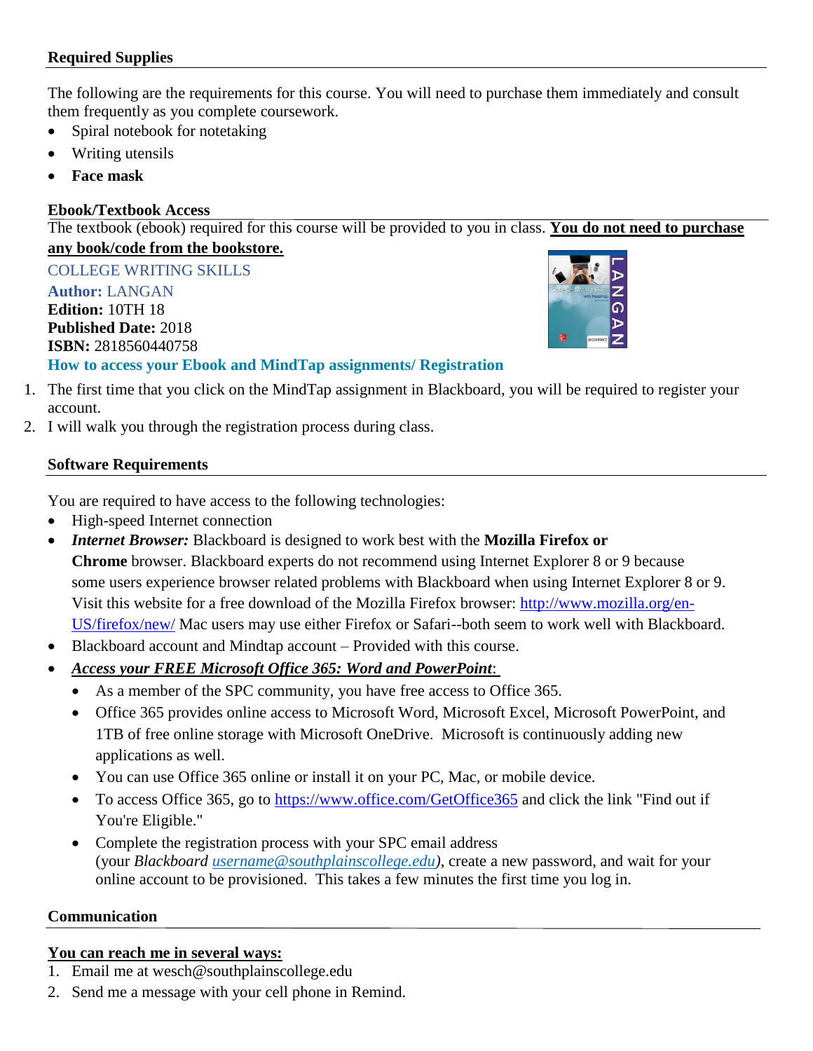**Required Supplies**

The following are the requirements for this course. You will need to purchase them immediately and consult them frequently as you complete coursework.

- Spiral notebook for notetaking
- Writing utensils
- **Face mask**

**Ebook/Textbook Access**

The textbook (ebook) required for this course will be provided to you in class. **You do not need to purchase any book/code from the bookstore.**

COLLEGE WRITING SKILLS
**Author:** LANGAN
**Edition:** 10TH 18
**Published Date:** 2018
**ISBN:** 2818560440758

**How to access your Ebook and MindTap assignments/ Registration**

1. The first time that you click on the MindTap assignment in Blackboard, you will be required to register your account.
2. I will walk you through the registration process during class.

**Software Requirements**

You are required to have access to the following technologies:

- High-speed Internet connection
- ***Internet Browser:*** Blackboard is designed to work best with the **Mozilla Firefox or Chrome** browser. Blackboard experts do not recommend using Internet Explorer 8 or 9 because some users experience browser related problems with Blackboard when using Internet Explorer 8 or 9. Visit this website for a free download of the Mozilla Firefox browser: http://www.mozilla.org/en-US/firefox/new/ Mac users may use either Firefox or Safari--both seem to work well with Blackboard.
- Blackboard account and Mindtap account – Provided with this course.
- ***Access your FREE Microsoft Office 365: Word and PowerPoint*:**
  - As a member of the SPC community, you have free access to Office 365.
  - Office 365 provides online access to Microsoft Word, Microsoft Excel, Microsoft PowerPoint, and 1TB of free online storage with Microsoft OneDrive. Microsoft is continuously adding new applications as well.
  - You can use Office 365 online or install it on your PC, Mac, or mobile device.
  - To access Office 365, go to https://www.office.com/GetOffice365 and click the link "Find out if You're Eligible."
  - Complete the registration process with your SPC email address (your *Blackboard username@southplainscollege.edu*), create a new password, and wait for your online account to be provisioned. This takes a few minutes the first time you log in.

**Communication**

**You can reach me in several ways:**

1. Email me at wesch@southplainscollege.edu
2. Send me a message with your cell phone in Remind.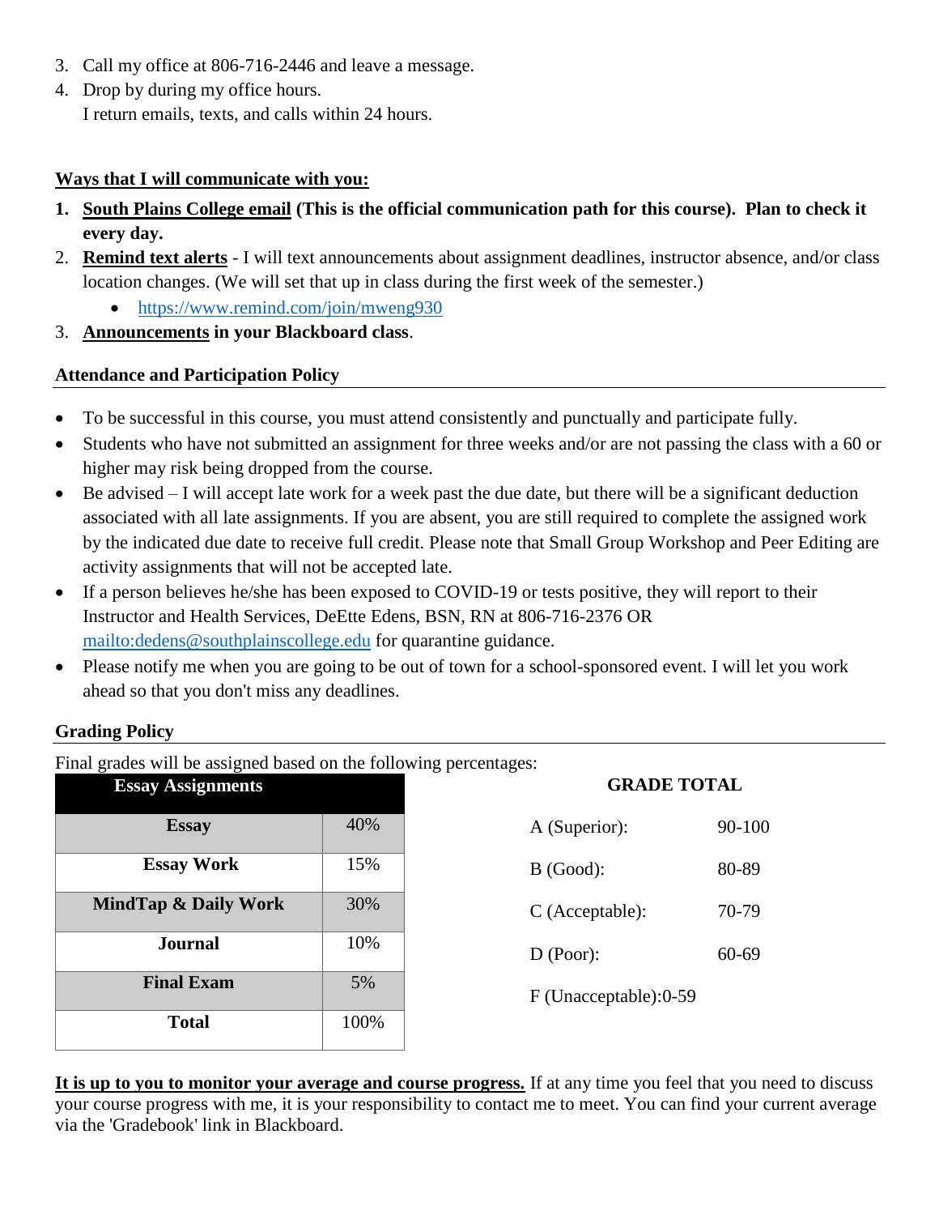3. Call my office at 806-716-2446 and leave a message.
4. Drop by during my office hours.
   I return emails, texts, and calls within 24 hours.

**Ways that I will communicate with you:**

1. **South Plains College email (This is the official communication path for this course). Plan to check it every day.**
2. **Remind text alerts** - I will text announcements about assignment deadlines, instructor absence, and/or class location changes. (We will set that up in class during the first week of the semester.)
   - https://www.remind.com/join/mweng930
3. **Announcements in your Blackboard class**.

## Attendance and Participation Policy

- To be successful in this course, you must attend consistently and punctually and participate fully.
- Students who have not submitted an assignment for three weeks and/or are not passing the class with a 60 or higher may risk being dropped from the course.
- Be advised – I will accept late work for a week past the due date, but there will be a significant deduction associated with all late assignments. If you are absent, you are still required to complete the assigned work by the indicated due date to receive full credit. Please note that Small Group Workshop and Peer Editing are activity assignments that will not be accepted late.
- If a person believes he/she has been exposed to COVID-19 or tests positive, they will report to their Instructor and Health Services, DeEtte Edens, BSN, RN at 806-716-2376 OR mailto:dedens@southplainscollege.edu for quarantine guidance.
- Please notify me when you are going to be out of town for a school-sponsored event. I will let you work ahead so that you don't miss any deadlines.

## Grading Policy

Final grades will be assigned based on the following percentages:

| Essay Assignments | |
|---|---|
| **Essay** | 40% |
| **Essay Work** | 15% |
| **MindTap & Daily Work** | 30% |
| **Journal** | 10% |
| **Final Exam** | 5% |
| **Total** | 100% |

| GRADE TOTAL | |
|---|---|
| A (Superior): | 90-100 |
| B (Good): | 80-89 |
| C (Acceptable): | 70-79 |
| D (Poor): | 60-69 |
| F (Unacceptable):0-59 | |

**It is up to you to monitor your average and course progress.** If at any time you feel that you need to discuss your course progress with me, it is your responsibility to contact me to meet. You can find your current average via the 'Gradebook' link in Blackboard.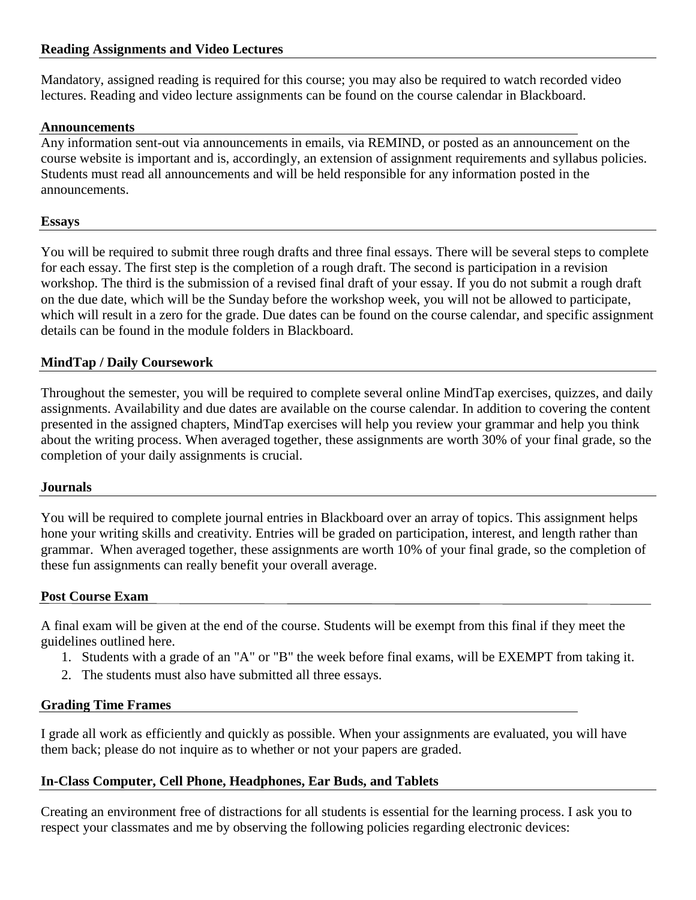**Reading Assignments and Video Lectures**

Mandatory, assigned reading is required for this course; you may also be required to watch recorded video lectures. Reading and video lecture assignments can be found on the course calendar in Blackboard.

**Announcements**

Any information sent-out via announcements in emails, via REMIND, or posted as an announcement on the course website is important and is, accordingly, an extension of assignment requirements and syllabus policies. Students must read all announcements and will be held responsible for any information posted in the announcements.

**Essays**

You will be required to submit three rough drafts and three final essays. There will be several steps to complete for each essay. The first step is the completion of a rough draft. The second is participation in a revision workshop. The third is the submission of a revised final draft of your essay. If you do not submit a rough draft on the due date, which will be the Sunday before the workshop week, you will not be allowed to participate, which will result in a zero for the grade. Due dates can be found on the course calendar, and specific assignment details can be found in the module folders in Blackboard.

**MindTap / Daily Coursework**

Throughout the semester, you will be required to complete several online MindTap exercises, quizzes, and daily assignments. Availability and due dates are available on the course calendar. In addition to covering the content presented in the assigned chapters, MindTap exercises will help you review your grammar and help you think about the writing process. When averaged together, these assignments are worth 30% of your final grade, so the completion of your daily assignments is crucial.

**Journals**

You will be required to complete journal entries in Blackboard over an array of topics. This assignment helps hone your writing skills and creativity. Entries will be graded on participation, interest, and length rather than grammar. When averaged together, these assignments are worth 10% of your final grade, so the completion of these fun assignments can really benefit your overall average.

**Post Course Exam**

A final exam will be given at the end of the course. Students will be exempt from this final if they meet the guidelines outlined here.

1. Students with a grade of an "A" or "B" the week before final exams, will be EXEMPT from taking it.
2. The students must also have submitted all three essays.

**Grading Time Frames**

I grade all work as efficiently and quickly as possible. When your assignments are evaluated, you will have them back; please do not inquire as to whether or not your papers are graded.

**In-Class Computer, Cell Phone, Headphones, Ear Buds, and Tablets**

Creating an environment free of distractions for all students is essential for the learning process. I ask you to respect your classmates and me by observing the following policies regarding electronic devices: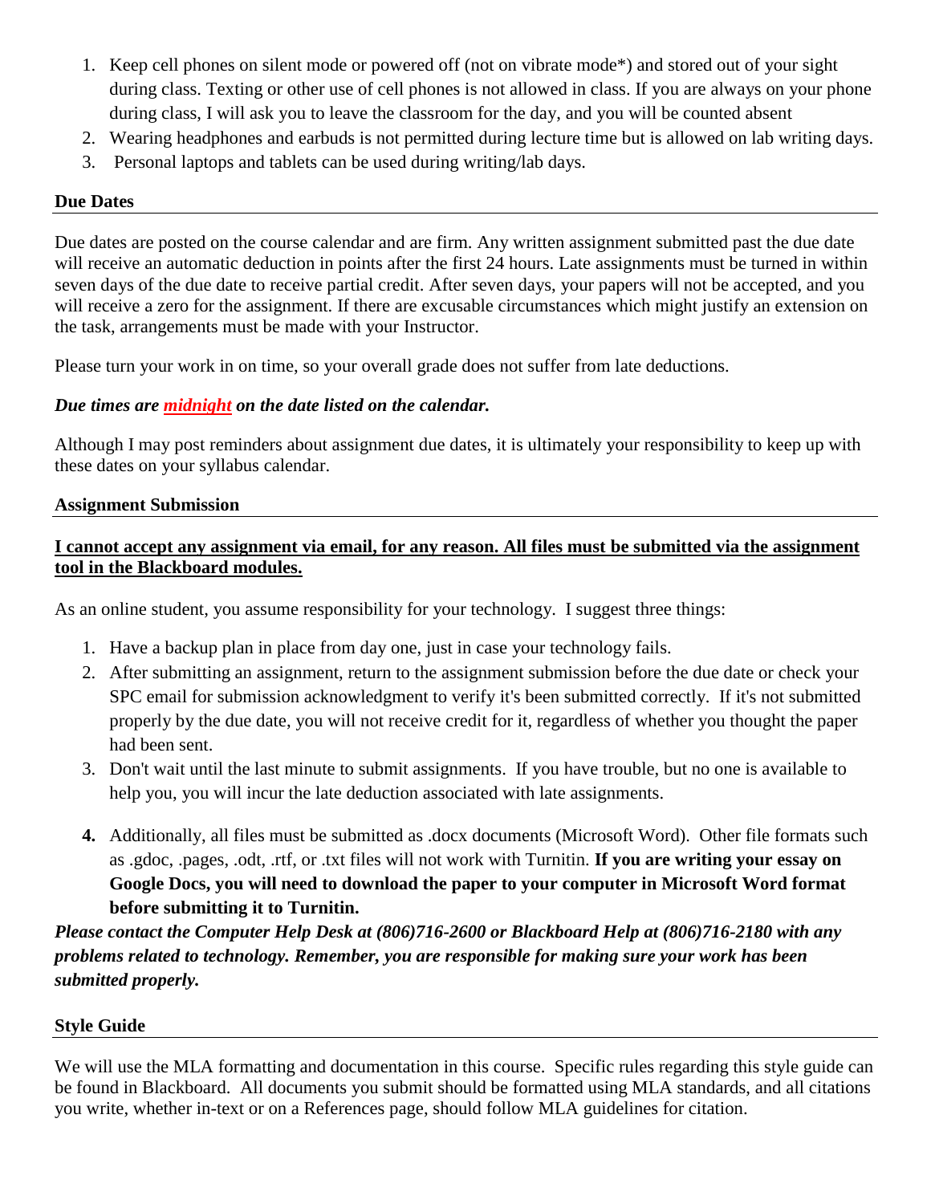1. Keep cell phones on silent mode or powered off (not on vibrate mode*) and stored out of your sight during class. Texting or other use of cell phones is not allowed in class. If you are always on your phone during class, I will ask you to leave the classroom for the day, and you will be counted absent
2. Wearing headphones and earbuds is not permitted during lecture time but is allowed on lab writing days.
3. Personal laptops and tablets can be used during writing/lab days.

## Due Dates

Due dates are posted on the course calendar and are firm. Any written assignment submitted past the due date will receive an automatic deduction in points after the first 24 hours. Late assignments must be turned in within seven days of the due date to receive partial credit. After seven days, your papers will not be accepted, and you will receive a zero for the assignment. If there are excusable circumstances which might justify an extension on the task, arrangements must be made with your Instructor.

Please turn your work in on time, so your overall grade does not suffer from late deductions.

***Due times are midnight on the date listed on the calendar.***

Although I may post reminders about assignment due dates, it is ultimately your responsibility to keep up with these dates on your syllabus calendar.

## Assignment Submission

**I cannot accept any assignment via email, for any reason. All files must be submitted via the assignment tool in the Blackboard modules.**

As an online student, you assume responsibility for your technology. I suggest three things:

1. Have a backup plan in place from day one, just in case your technology fails.
2. After submitting an assignment, return to the assignment submission before the due date or check your SPC email for submission acknowledgment to verify it's been submitted correctly. If it's not submitted properly by the due date, you will not receive credit for it, regardless of whether you thought the paper had been sent.
3. Don't wait until the last minute to submit assignments. If you have trouble, but no one is available to help you, you will incur the late deduction associated with late assignments.
4. Additionally, all files must be submitted as .docx documents (Microsoft Word). Other file formats such as .gdoc, .pages, .odt, .rtf, or .txt files will not work with Turnitin. **If you are writing your essay on Google Docs, you will need to download the paper to your computer in Microsoft Word format before submitting it to Turnitin.**

***Please contact the Computer Help Desk at (806)716-2600 or Blackboard Help at (806)716-2180 with any problems related to technology. Remember, you are responsible for making sure your work has been submitted properly.***

## Style Guide

We will use the MLA formatting and documentation in this course. Specific rules regarding this style guide can be found in Blackboard. All documents you submit should be formatted using MLA standards, and all citations you write, whether in-text or on a References page, should follow MLA guidelines for citation.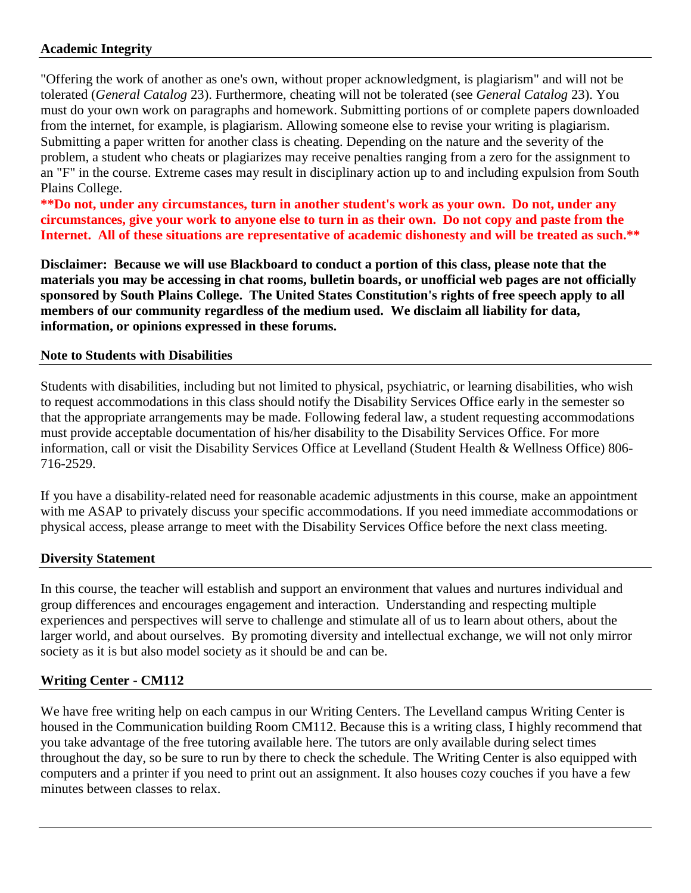## Academic Integrity

"Offering the work of another as one's own, without proper acknowledgment, is plagiarism" and will not be tolerated (*General Catalog* 23). Furthermore, cheating will not be tolerated (see *General Catalog* 23). You must do your own work on paragraphs and homework. Submitting portions of or complete papers downloaded from the internet, for example, is plagiarism. Allowing someone else to revise your writing is plagiarism. Submitting a paper written for another class is cheating. Depending on the nature and the severity of the problem, a student who cheats or plagiarizes may receive penalties ranging from a zero for the assignment to an "F" in the course. Extreme cases may result in disciplinary action up to and including expulsion from South Plains College.

****Do not, under any circumstances, turn in another student's work as your own. Do not, under any circumstances, give your work to anyone else to turn in as their own. Do not copy and paste from the Internet. All of these situations are representative of academic dishonesty and will be treated as such.****

**Disclaimer: Because we will use Blackboard to conduct a portion of this class, please note that the materials you may be accessing in chat rooms, bulletin boards, or unofficial web pages are not officially sponsored by South Plains College. The United States Constitution's rights of free speech apply to all members of our community regardless of the medium used. We disclaim all liability for data, information, or opinions expressed in these forums.**

## Note to Students with Disabilities

Students with disabilities, including but not limited to physical, psychiatric, or learning disabilities, who wish to request accommodations in this class should notify the Disability Services Office early in the semester so that the appropriate arrangements may be made. Following federal law, a student requesting accommodations must provide acceptable documentation of his/her disability to the Disability Services Office. For more information, call or visit the Disability Services Office at Levelland (Student Health & Wellness Office) 806-716-2529.

If you have a disability-related need for reasonable academic adjustments in this course, make an appointment with me ASAP to privately discuss your specific accommodations. If you need immediate accommodations or physical access, please arrange to meet with the Disability Services Office before the next class meeting.

## Diversity Statement

In this course, the teacher will establish and support an environment that values and nurtures individual and group differences and encourages engagement and interaction. Understanding and respecting multiple experiences and perspectives will serve to challenge and stimulate all of us to learn about others, about the larger world, and about ourselves. By promoting diversity and intellectual exchange, we will not only mirror society as it is but also model society as it should be and can be.

## Writing Center - CM112

We have free writing help on each campus in our Writing Centers. The Levelland campus Writing Center is housed in the Communication building Room CM112. Because this is a writing class, I highly recommend that you take advantage of the free tutoring available here. The tutors are only available during select times throughout the day, so be sure to run by there to check the schedule. The Writing Center is also equipped with computers and a printer if you need to print out an assignment. It also houses cozy couches if you have a few minutes between classes to relax.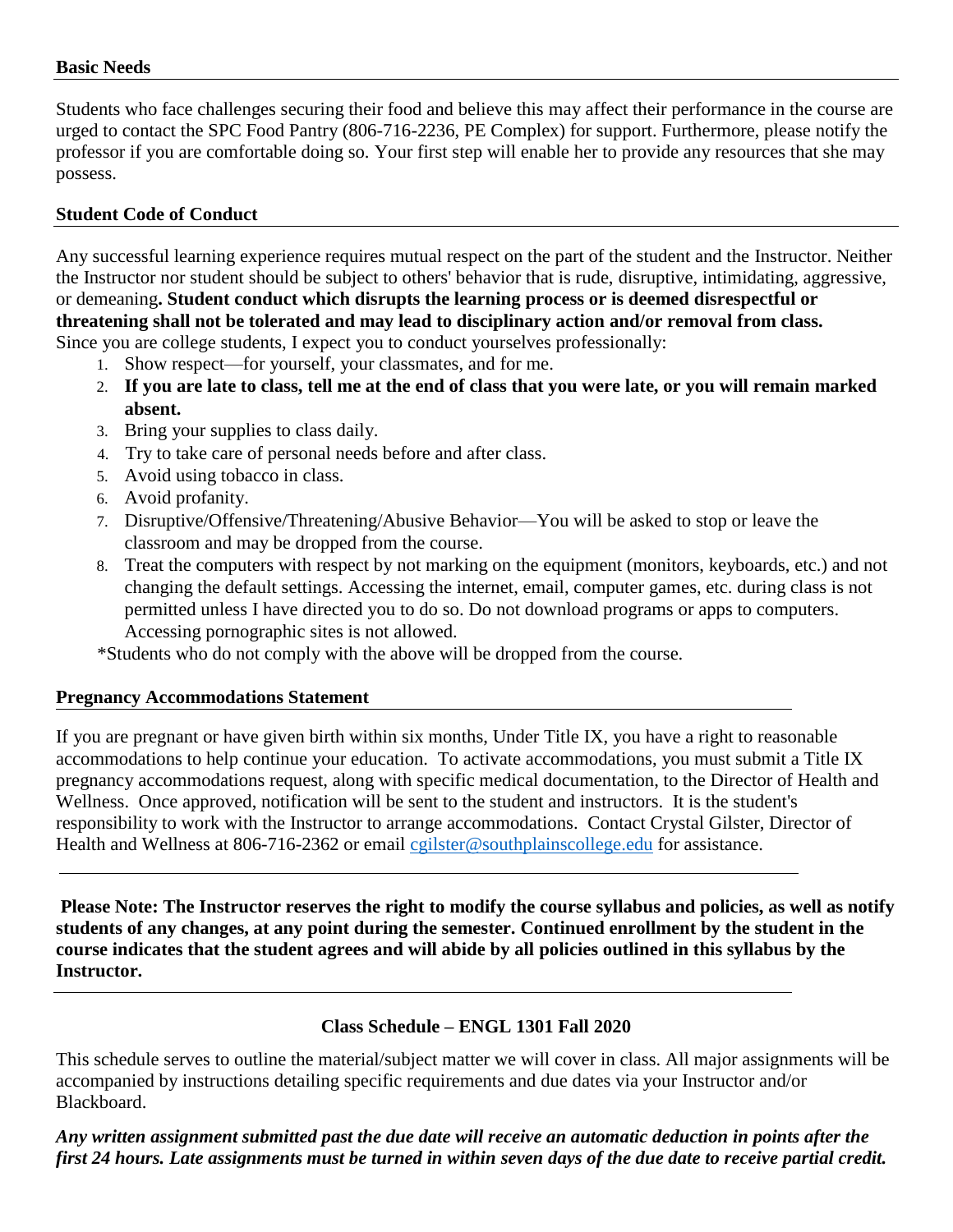## Basic Needs

Students who face challenges securing their food and believe this may affect their performance in the course are urged to contact the SPC Food Pantry (806-716-2236, PE Complex) for support. Furthermore, please notify the professor if you are comfortable doing so. Your first step will enable her to provide any resources that she may possess.

## Student Code of Conduct

Any successful learning experience requires mutual respect on the part of the student and the Instructor. Neither the Instructor nor student should be subject to others' behavior that is rude, disruptive, intimidating, aggressive, or demeaning**. Student conduct which disrupts the learning process or is deemed disrespectful or threatening shall not be tolerated and may lead to disciplinary action and/or removal from class.**
Since you are college students, I expect you to conduct yourselves professionally:

1. Show respect—for yourself, your classmates, and for me.
2. **If you are late to class, tell me at the end of class that you were late, or you will remain marked absent.**
3. Bring your supplies to class daily.
4. Try to take care of personal needs before and after class.
5. Avoid using tobacco in class.
6. Avoid profanity.
7. Disruptive/Offensive/Threatening/Abusive Behavior—You will be asked to stop or leave the classroom and may be dropped from the course.
8. Treat the computers with respect by not marking on the equipment (monitors, keyboards, etc.) and not changing the default settings. Accessing the internet, email, computer games, etc. during class is not permitted unless I have directed you to do so. Do not download programs or apps to computers. Accessing pornographic sites is not allowed.

*Students who do not comply with the above will be dropped from the course.

## Pregnancy Accommodations Statement

If you are pregnant or have given birth within six months, Under Title IX, you have a right to reasonable accommodations to help continue your education. To activate accommodations, you must submit a Title IX pregnancy accommodations request, along with specific medical documentation, to the Director of Health and Wellness. Once approved, notification will be sent to the student and instructors. It is the student's responsibility to work with the Instructor to arrange accommodations. Contact Crystal Gilster, Director of Health and Wellness at 806-716-2362 or email cgilster@southplainscollege.edu for assistance.

---

**Please Note: The Instructor reserves the right to modify the course syllabus and policies, as well as notify students of any changes, at any point during the semester. Continued enrollment by the student in the course indicates that the student agrees and will abide by all policies outlined in this syllabus by the Instructor.**

---

## Class Schedule – ENGL 1301 Fall 2020

This schedule serves to outline the material/subject matter we will cover in class. All major assignments will be accompanied by instructions detailing specific requirements and due dates via your Instructor and/or Blackboard.

***Any written assignment submitted past the due date will receive an automatic deduction in points after the first 24 hours. Late assignments must be turned in within seven days of the due date to receive partial credit.***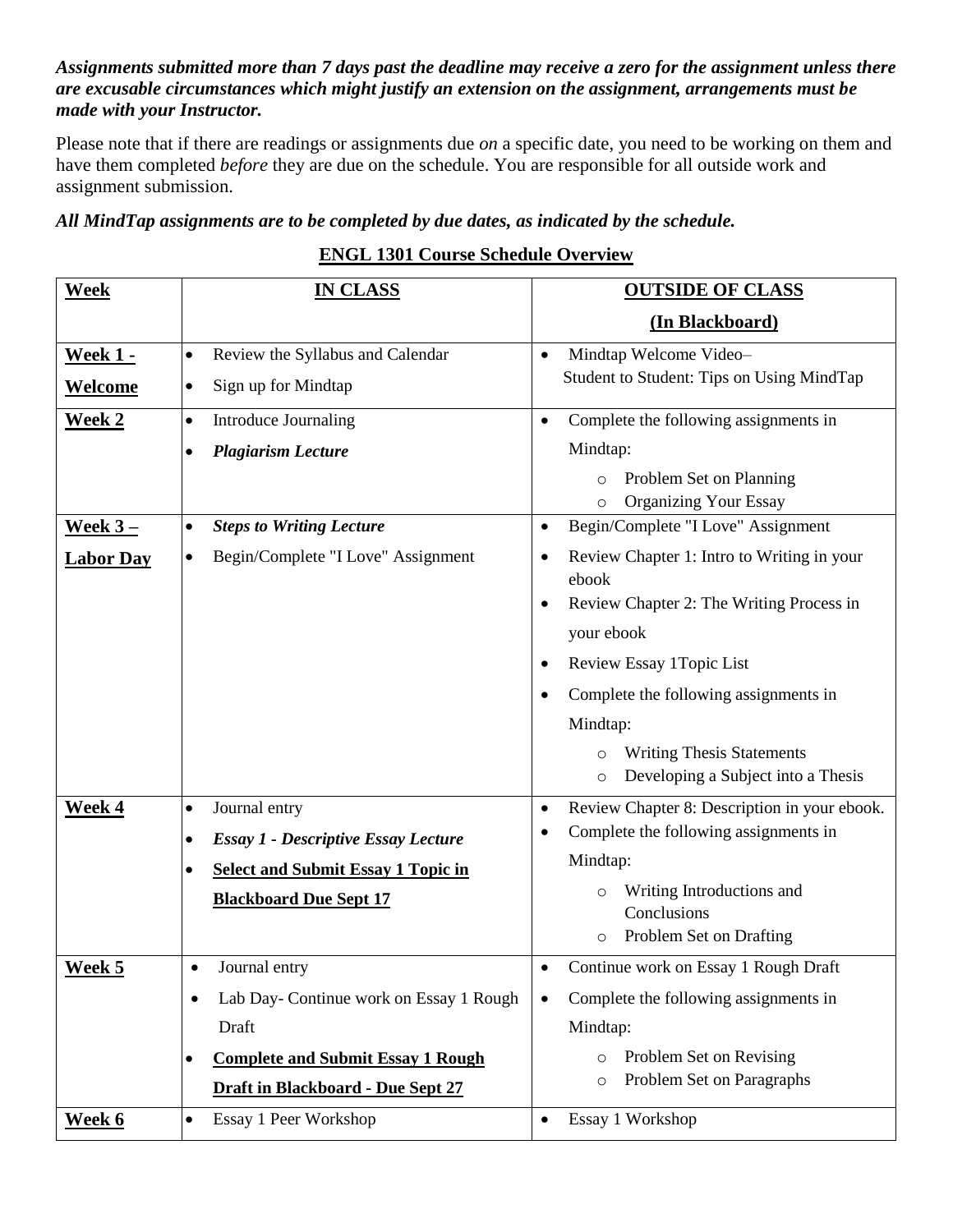***Assignments submitted more than 7 days past the deadline may receive a zero for the assignment unless there are excusable circumstances which might justify an extension on the assignment, arrangements must be made with your Instructor.***

Please note that if there are readings or assignments due *on* a specific date, you need to be working on them and have them completed *before* they are due on the schedule. You are responsible for all outside work and assignment submission.

***All MindTap assignments are to be completed by due dates, as indicated by the schedule.***

## ENGL 1301 Course Schedule Overview

| Week | IN CLASS | OUTSIDE OF CLASS (In Blackboard) |
|---|---|---|
| **Week 1 - Welcome** | • Review the Syllabus and Calendar<br>• Sign up for Mindtap | • Mindtap Welcome Video– Student to Student: Tips on Using MindTap |
| **Week 2** | • Introduce Journaling<br>• ***Plagiarism Lecture*** | • Complete the following assignments in Mindtap:<br>  ○ Problem Set on Planning<br>  ○ Organizing Your Essay |
| **Week 3 – Labor Day** | • ***Steps to Writing Lecture***<br>• Begin/Complete "I Love" Assignment | • Begin/Complete "I Love" Assignment<br>• Review Chapter 1: Intro to Writing in your ebook<br>• Review Chapter 2: The Writing Process in your ebook<br>• Review Essay 1Topic List<br>• Complete the following assignments in Mindtap:<br>  ○ Writing Thesis Statements<br>  ○ Developing a Subject into a Thesis |
| **Week 4** | • Journal entry<br>• ***Essay 1 - Descriptive Essay Lecture***<br>• **Select and Submit Essay 1 Topic in Blackboard Due Sept 17** | • Review Chapter 8: Description in your ebook.<br>• Complete the following assignments in Mindtap:<br>  ○ Writing Introductions and Conclusions<br>  ○ Problem Set on Drafting |
| **Week 5** | • Journal entry<br>• Lab Day- Continue work on Essay 1 Rough Draft<br>• **Complete and Submit Essay 1 Rough Draft in Blackboard - Due Sept 27** | • Continue work on Essay 1 Rough Draft<br>• Complete the following assignments in Mindtap:<br>  ○ Problem Set on Revising<br>  ○ Problem Set on Paragraphs |
| **Week 6** | • Essay 1 Peer Workshop | • Essay 1 Workshop |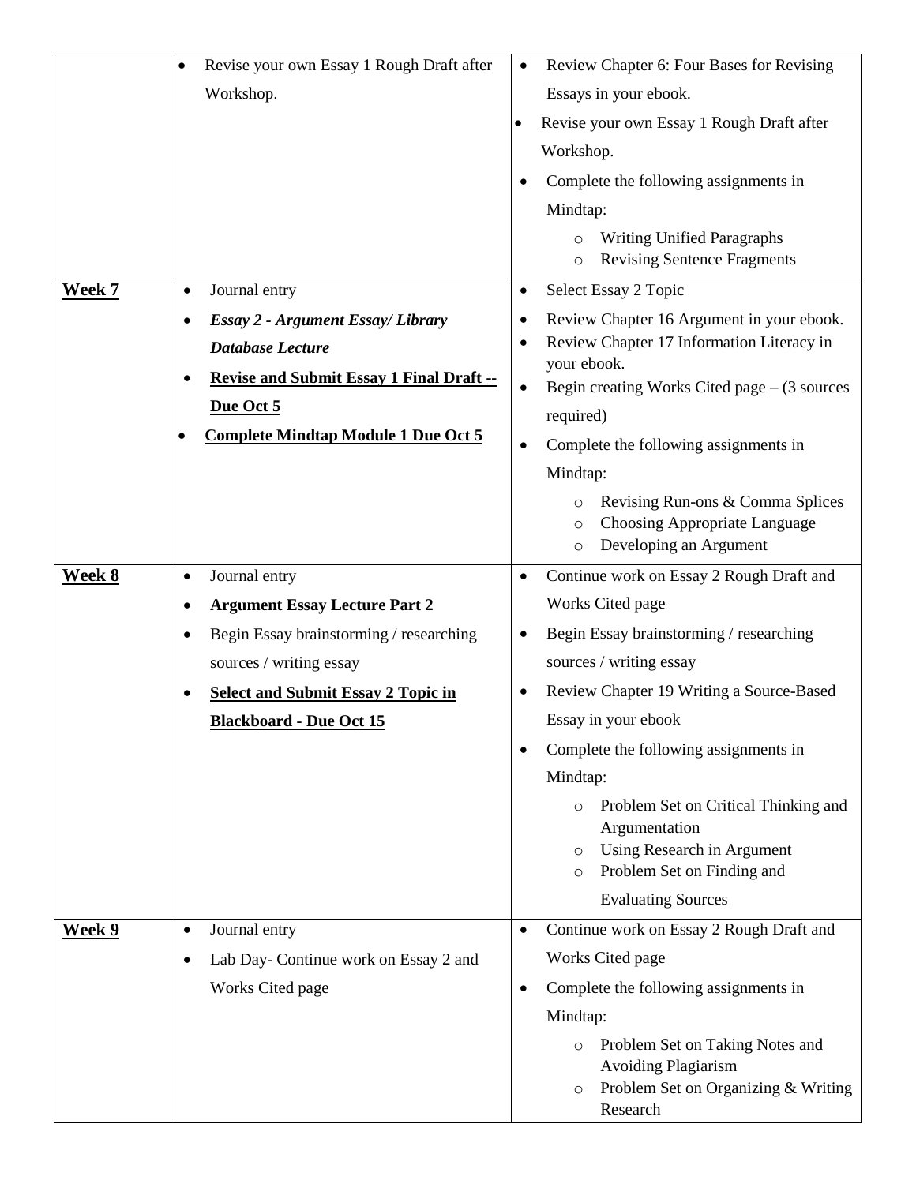| | | |
|---|---|---|
| | • Revise your own Essay 1 Rough Draft after Workshop. | • Review Chapter 6: Four Bases for Revising Essays in your ebook.<br>• Revise your own Essay 1 Rough Draft after Workshop.<br>• Complete the following assignments in Mindtap:<br>&nbsp;&nbsp;&nbsp;&nbsp;o Writing Unified Paragraphs<br>&nbsp;&nbsp;&nbsp;&nbsp;o Revising Sentence Fragments |
| **<u>Week 7</u>** | • Journal entry<br>• ***Essay 2 - Argument Essay/ Library Database Lecture***<br>• **<u>Revise and Submit Essay 1 Final Draft -- Due Oct 5</u>**<br>• **<u>Complete Mindtap Module 1 Due Oct 5</u>** | • Select Essay 2 Topic<br>• Review Chapter 16 Argument in your ebook.<br>• Review Chapter 17 Information Literacy in your ebook.<br>• Begin creating Works Cited page – (3 sources required)<br>• Complete the following assignments in Mindtap:<br>&nbsp;&nbsp;&nbsp;&nbsp;o Revising Run-ons & Comma Splices<br>&nbsp;&nbsp;&nbsp;&nbsp;o Choosing Appropriate Language<br>&nbsp;&nbsp;&nbsp;&nbsp;o Developing an Argument |
| **<u>Week 8</u>** | • Journal entry<br>• **Argument Essay Lecture Part 2**<br>• Begin Essay brainstorming / researching sources / writing essay<br>• **<u>Select and Submit Essay 2 Topic in Blackboard - Due Oct 15</u>** | • Continue work on Essay 2 Rough Draft and Works Cited page<br>• Begin Essay brainstorming / researching sources / writing essay<br>• Review Chapter 19 Writing a Source-Based Essay in your ebook<br>• Complete the following assignments in Mindtap:<br>&nbsp;&nbsp;&nbsp;&nbsp;o Problem Set on Critical Thinking and Argumentation<br>&nbsp;&nbsp;&nbsp;&nbsp;o Using Research in Argument<br>&nbsp;&nbsp;&nbsp;&nbsp;o Problem Set on Finding and Evaluating Sources |
| **<u>Week 9</u>** | • Journal entry<br>• Lab Day- Continue work on Essay 2 and Works Cited page | • Continue work on Essay 2 Rough Draft and Works Cited page<br>• Complete the following assignments in Mindtap:<br>&nbsp;&nbsp;&nbsp;&nbsp;o Problem Set on Taking Notes and Avoiding Plagiarism<br>&nbsp;&nbsp;&nbsp;&nbsp;o Problem Set on Organizing & Writing Research |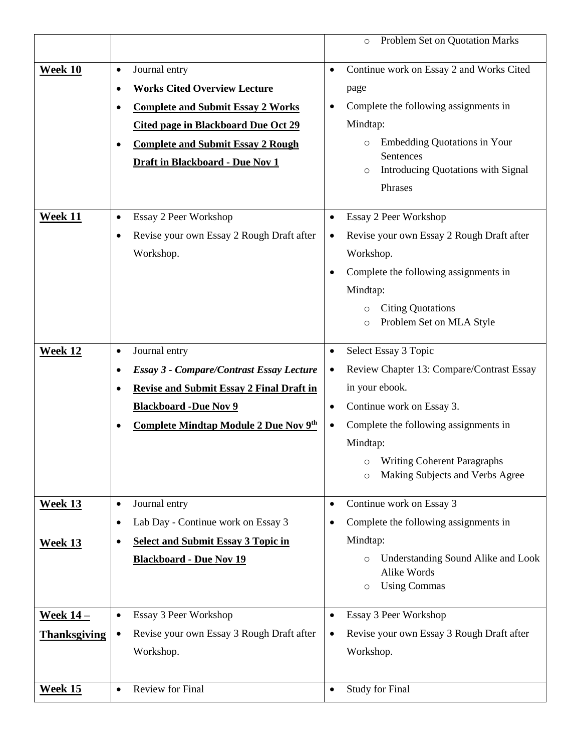| | | |
|---|---|---|
| | | ◦ Problem Set on Quotation Marks |
| **Week 10** | • Journal entry<br>• **Works Cited Overview Lecture**<br>• **Complete and Submit Essay 2 Works Cited page in Blackboard Due Oct 29**<br>• **Complete and Submit Essay 2 Rough Draft in Blackboard - Due Nov 1** | • Continue work on Essay 2 and Works Cited page<br>• Complete the following assignments in Mindtap:<br>◦ Embedding Quotations in Your Sentences<br>◦ Introducing Quotations with Signal Phrases |
| **Week 11** | • Essay 2 Peer Workshop<br>• Revise your own Essay 2 Rough Draft after Workshop. | • Essay 2 Peer Workshop<br>• Revise your own Essay 2 Rough Draft after Workshop.<br>• Complete the following assignments in Mindtap:<br>◦ Citing Quotations<br>◦ Problem Set on MLA Style |
| **Week 12** | • Journal entry<br>• ***Essay 3 - Compare/Contrast Essay Lecture***<br>• **Revise and Submit Essay 2 Final Draft in Blackboard -Due Nov 9**<br>• **Complete Mindtap Module 2 Due Nov 9th** | • Select Essay 3 Topic<br>• Review Chapter 13: Compare/Contrast Essay in your ebook.<br>• Continue work on Essay 3.<br>• Complete the following assignments in Mindtap:<br>◦ Writing Coherent Paragraphs<br>◦ Making Subjects and Verbs Agree |
| **Week 13**<br><br>**Week 13** | • Journal entry<br>• Lab Day - Continue work on Essay 3<br>• **Select and Submit Essay 3 Topic in Blackboard - Due Nov 19** | • Continue work on Essay 3<br>• Complete the following assignments in Mindtap:<br>◦ Understanding Sound Alike and Look Alike Words<br>◦ Using Commas |
| **Week 14 – Thanksgiving** | • Essay 3 Peer Workshop<br>• Revise your own Essay 3 Rough Draft after Workshop. | • Essay 3 Peer Workshop<br>• Revise your own Essay 3 Rough Draft after Workshop. |
| **Week 15** | • Review for Final | • Study for Final |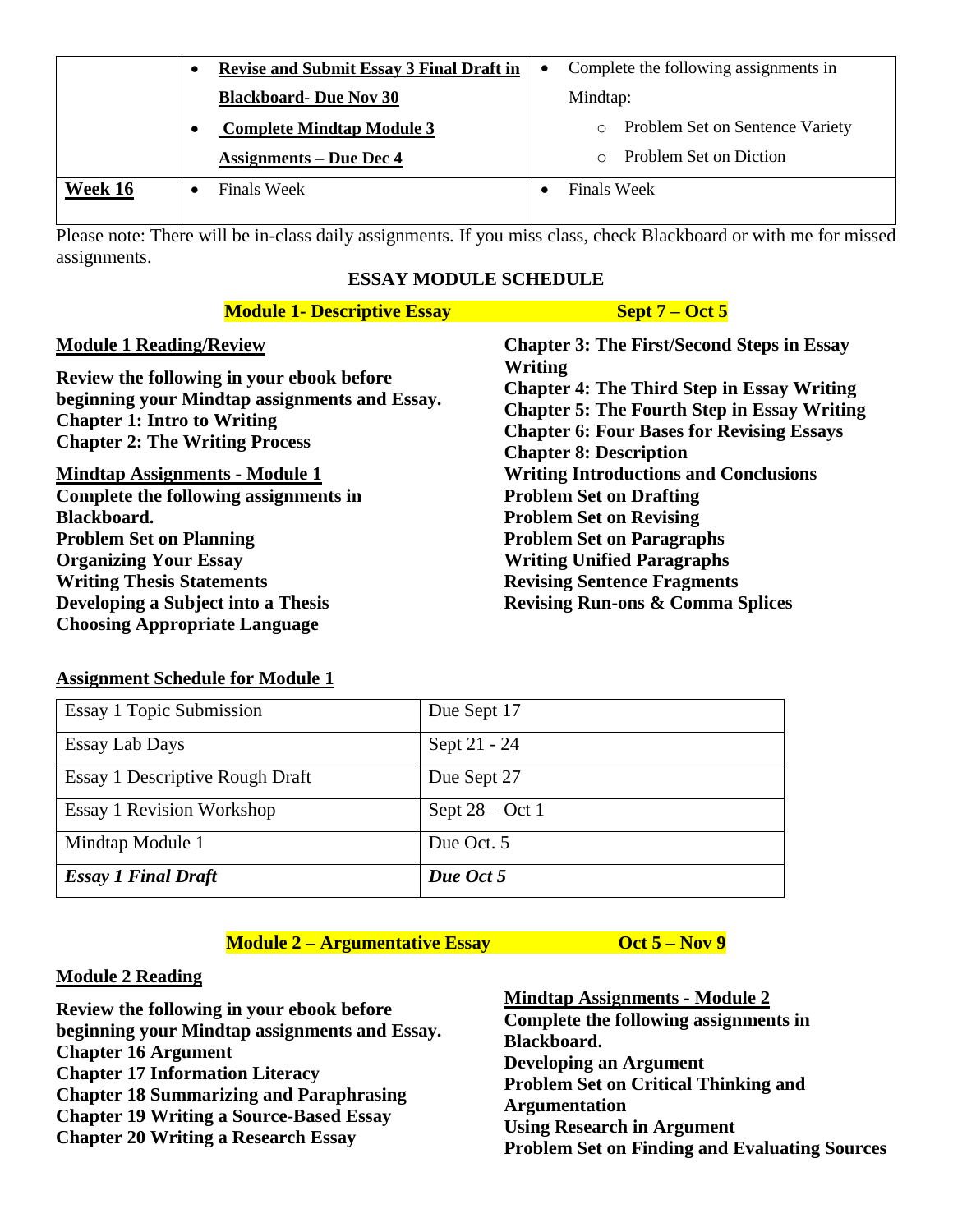| | | |
|---|---|---|
| | • **Revise and Submit Essay 3 Final Draft in Blackboard- Due Nov 30**<br>• **Complete Mindtap Module 3 Assignments – Due Dec 4** | • Complete the following assignments in Mindtap:<br>  ○ Problem Set on Sentence Variety<br>  ○ Problem Set on Diction |
| **Week 16** | • Finals Week | • Finals Week |

Please note: There will be in-class daily assignments. If you miss class, check Blackboard or with me for missed assignments.

## ESSAY MODULE SCHEDULE

### Module 1- Descriptive Essay — Sept 7 – Oct 5

**Module 1 Reading/Review**

**Review the following in your ebook before beginning your Mindtap assignments and Essay.**
**Chapter 1: Intro to Writing**
**Chapter 2: The Writing Process**

**Mindtap Assignments - Module 1**
**Complete the following assignments in Blackboard.**
**Problem Set on Planning**
**Organizing Your Essay**
**Writing Thesis Statements**
**Developing a Subject into a Thesis**
**Choosing Appropriate Language**

**Chapter 3: The First/Second Steps in Essay Writing**
**Chapter 4: The Third Step in Essay Writing**
**Chapter 5: The Fourth Step in Essay Writing**
**Chapter 6: Four Bases for Revising Essays**
**Chapter 8: Description**
**Writing Introductions and Conclusions**
**Problem Set on Drafting**
**Problem Set on Revising**
**Problem Set on Paragraphs**
**Writing Unified Paragraphs**
**Revising Sentence Fragments**
**Revising Run-ons & Comma Splices**

**Assignment Schedule for Module 1**

| | |
|---|---|
| Essay 1 Topic Submission | Due Sept 17 |
| Essay Lab Days | Sept 21 - 24 |
| Essay 1 Descriptive Rough Draft | Due Sept 27 |
| Essay 1 Revision Workshop | Sept 28 – Oct 1 |
| Mindtap Module 1 | Due Oct. 5 |
| ***Essay 1 Final Draft*** | ***Due Oct 5*** |

### Module 2 – Argumentative Essay — Oct 5 – Nov 9

**Module 2 Reading**

**Review the following in your ebook before beginning your Mindtap assignments and Essay.**
**Chapter 16 Argument**
**Chapter 17 Information Literacy**
**Chapter 18 Summarizing and Paraphrasing**
**Chapter 19 Writing a Source-Based Essay**
**Chapter 20 Writing a Research Essay**

**Mindtap Assignments - Module 2**
**Complete the following assignments in Blackboard.**
**Developing an Argument**
**Problem Set on Critical Thinking and Argumentation**
**Using Research in Argument**
**Problem Set on Finding and Evaluating Sources**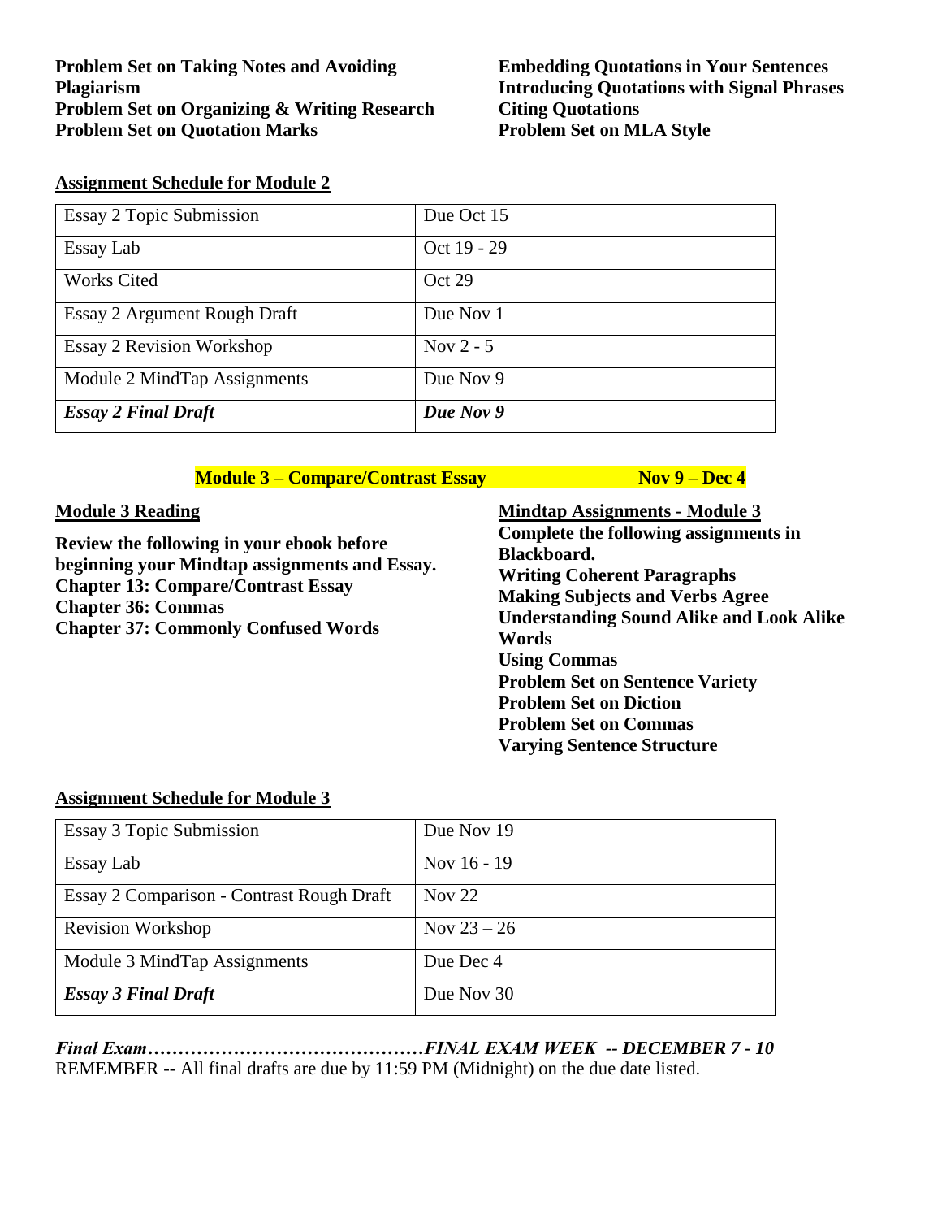**Problem Set on Taking Notes and Avoiding Plagiarism**
**Problem Set on Organizing & Writing Research**
**Problem Set on Quotation Marks**
**Embedding Quotations in Your Sentences**
**Introducing Quotations with Signal Phrases**
**Citing Quotations**
**Problem Set on MLA Style**

**Assignment Schedule for Module 2**

| | |
|---|---|
| Essay 2 Topic Submission | Due Oct 15 |
| Essay Lab | Oct 19 - 29 |
| Works Cited | Oct 29 |
| Essay 2 Argument Rough Draft | Due Nov 1 |
| Essay 2 Revision Workshop | Nov 2 - 5 |
| Module 2 MindTap Assignments | Due Nov 9 |
| ***Essay 2 Final Draft*** | ***Due Nov 9*** |

## Module 3 – Compare/Contrast Essay — Nov 9 – Dec 4

**Module 3 Reading**

**Review the following in your ebook before beginning your Mindtap assignments and Essay.**
**Chapter 13: Compare/Contrast Essay**
**Chapter 36: Commas**
**Chapter 37: Commonly Confused Words**

**Mindtap Assignments - Module 3**

**Complete the following assignments in Blackboard.**
**Writing Coherent Paragraphs**
**Making Subjects and Verbs Agree**
**Understanding Sound Alike and Look Alike Words**
**Using Commas**
**Problem Set on Sentence Variety**
**Problem Set on Diction**
**Problem Set on Commas**
**Varying Sentence Structure**

**Assignment Schedule for Module 3**

| | |
|---|---|
| Essay 3 Topic Submission | Due Nov 19 |
| Essay Lab | Nov 16 - 19 |
| Essay 2 Comparison - Contrast Rough Draft | Nov 22 |
| Revision Workshop | Nov 23 – 26 |
| Module 3 MindTap Assignments | Due Dec 4 |
| ***Essay 3 Final Draft*** | Due Nov 30 |

***Final Exam……………………………………FINAL EXAM WEEK -- DECEMBER 7 - 10***
REMEMBER -- All final drafts are due by 11:59 PM (Midnight) on the due date listed.